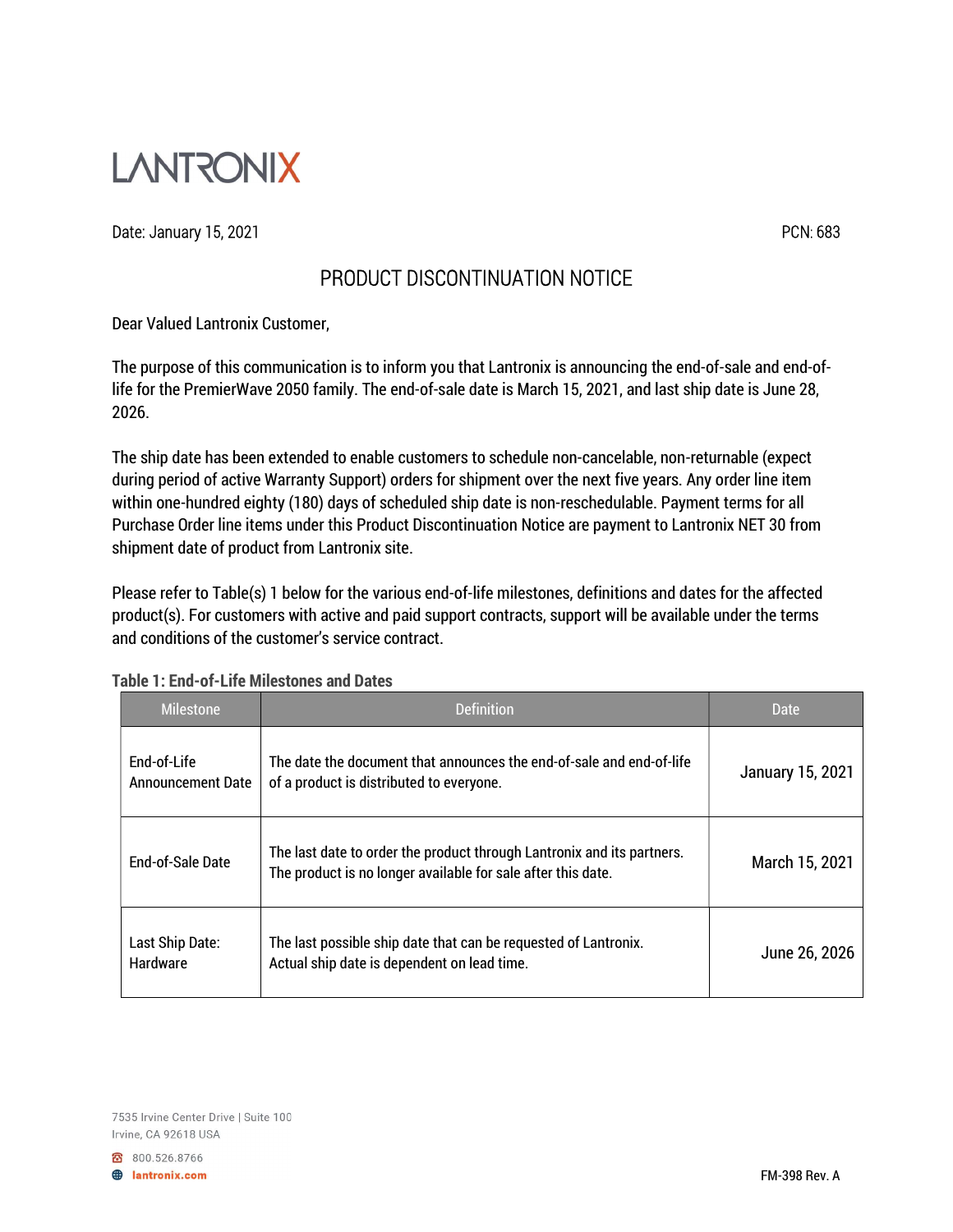LANTRONIX

Date: January 15, 2021

PCN: 683

# PRODUCT DISCONTINUATION NOTICE

Dear Valued Lantronix Customer,

The purpose of this communication is to inform you that Lantronix is announcing the end-of-sale and end-of-life for the PremierWave 2050 family. The end-of-sale date is March 15, 2021, and last ship date is June 28, 2026.

The ship date has been extended to enable customers to schedule non-cancelable, non-returnable (expect during period of active Warranty Support) orders for shipment over the next five years. Any order line item within one-hundred eighty (180) days of scheduled ship date is non-reschedulable. Payment terms for all Purchase Order line items under this Product Discontinuation Notice are payment to Lantronix NET 30 from shipment date of product from Lantronix site.

Please refer to Table(s) 1 below for the various end-of-life milestones, definitions and dates for the affected product(s). For customers with active and paid support contracts, support will be available under the terms and conditions of the customer's service contract.

**Table 1: End-of-Life Milestones and Dates**

| Milestone | Definition | Date |
|---|---|---|
| End-of-Life Announcement Date | The date the document that announces the end-of-sale and end-of-life of a product is distributed to everyone. | January 15, 2021 |
| End-of-Sale Date | The last date to order the product through Lantronix and its partners. The product is no longer available for sale after this date. | March 15, 2021 |
| Last Ship Date: Hardware | The last possible ship date that can be requested of Lantronix. Actual ship date is dependent on lead time. | June 26, 2026 |

7535 Irvine Center Drive | Suite 100
Irvine, CA 92618 USA

800.526.8766
lantronix.com

FM-398 Rev. A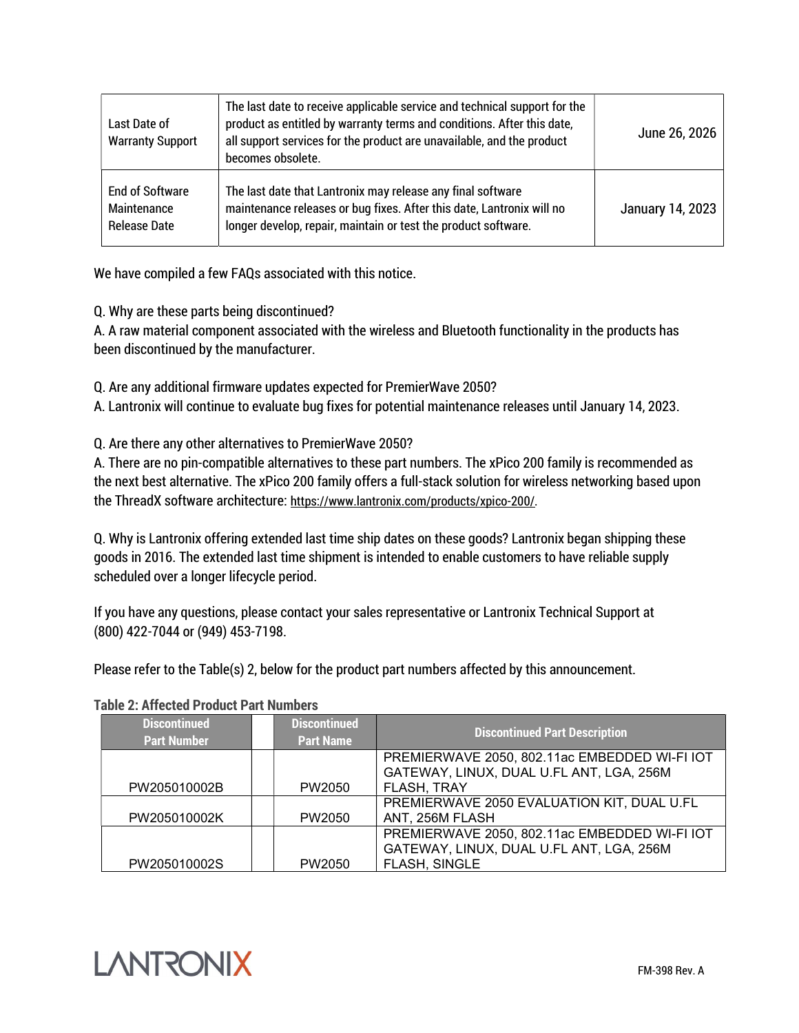| Last Date of Warranty Support | The last date to receive applicable service and technical support for the product as entitled by warranty terms and conditions. After this date, all support services for the product are unavailable, and the product becomes obsolete. | June 26, 2026 |
|---|---|---|
| End of Software Maintenance Release Date | The last date that Lantronix may release any final software maintenance releases or bug fixes. After this date, Lantronix will no longer develop, repair, maintain or test the product software. | January 14, 2023 |

We have compiled a few FAQs associated with this notice.

Q. Why are these parts being discontinued?
A. A raw material component associated with the wireless and Bluetooth functionality in the products has been discontinued by the manufacturer.

Q. Are any additional firmware updates expected for PremierWave 2050?
A. Lantronix will continue to evaluate bug fixes for potential maintenance releases until January 14, 2023.

Q. Are there any other alternatives to PremierWave 2050?
A. There are no pin-compatible alternatives to these part numbers. The xPico 200 family is recommended as the next best alternative. The xPico 200 family offers a full-stack solution for wireless networking based upon the ThreadX software architecture: https://www.lantronix.com/products/xpico-200/.

Q. Why is Lantronix offering extended last time ship dates on these goods? Lantronix began shipping these goods in 2016. The extended last time shipment is intended to enable customers to have reliable supply scheduled over a longer lifecycle period.

If you have any questions, please contact your sales representative or Lantronix Technical Support at (800) 422-7044 or (949) 453-7198.

Please refer to the Table(s) 2, below for the product part numbers affected by this announcement.

**Table 2: Affected Product Part Numbers**

| Discontinued Part Number | | Discontinued Part Name | Discontinued Part Description |
|---|---|---|---|
| PW205010002B | | PW2050 | PREMIERWAVE 2050, 802.11ac EMBEDDED WI-FI IOT GATEWAY, LINUX, DUAL U.FL ANT, LGA, 256M FLASH, TRAY |
| PW205010002K | | PW2050 | PREMIERWAVE 2050 EVALUATION KIT, DUAL U.FL ANT, 256M FLASH |
| PW205010002S | | PW2050 | PREMIERWAVE 2050, 802.11ac EMBEDDED WI-FI IOT GATEWAY, LINUX, DUAL U.FL ANT, LGA, 256M FLASH, SINGLE |

FM-398 Rev. A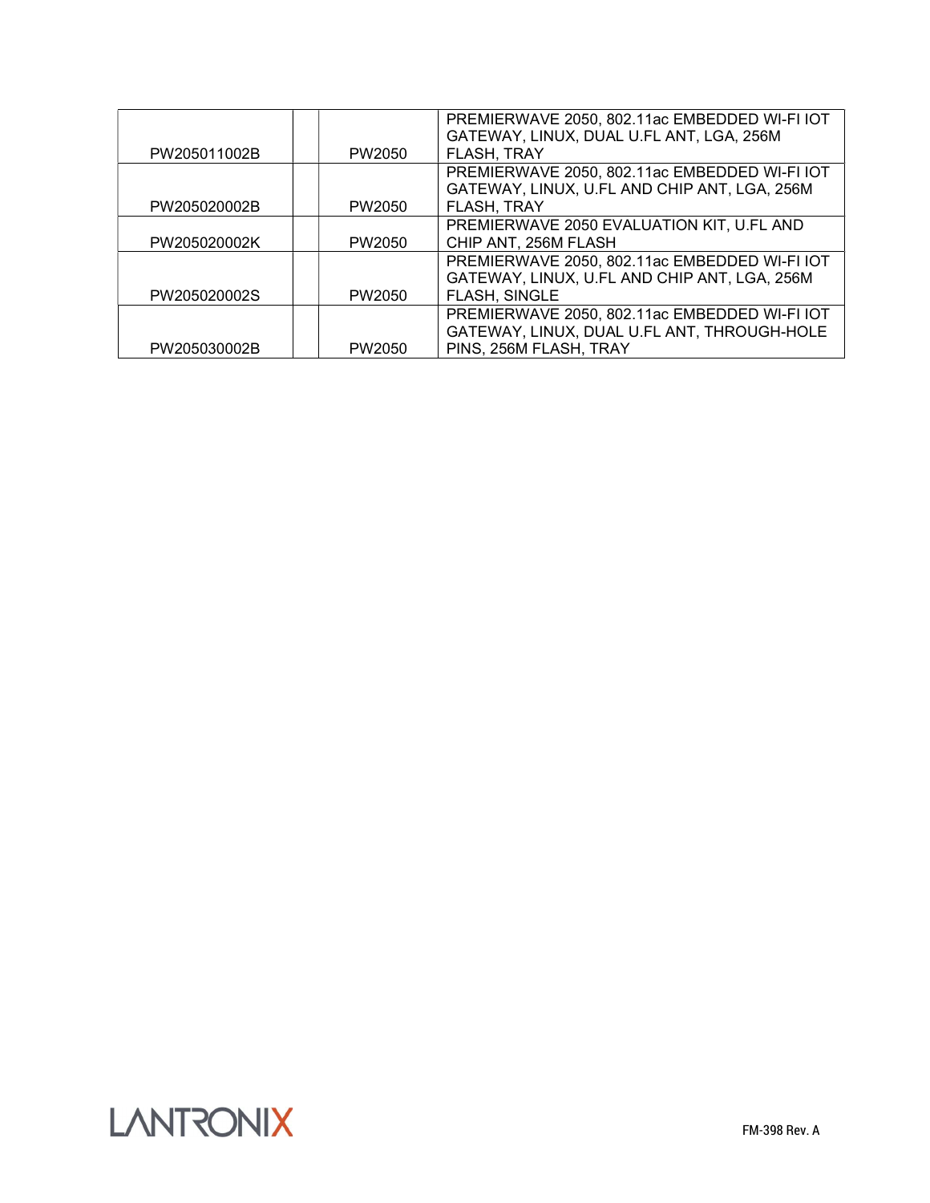| | | | |
|---|---|---|---|
| PW205011002B | | PW2050 | PREMIERWAVE 2050, 802.11ac EMBEDDED WI-FI IOT GATEWAY, LINUX, DUAL U.FL ANT, LGA, 256M FLASH, TRAY |
| PW205020002B | | PW2050 | PREMIERWAVE 2050, 802.11ac EMBEDDED WI-FI IOT GATEWAY, LINUX, U.FL AND CHIP ANT, LGA, 256M FLASH, TRAY |
| PW205020002K | | PW2050 | PREMIERWAVE 2050 EVALUATION KIT, U.FL AND CHIP ANT, 256M FLASH |
| PW205020002S | | PW2050 | PREMIERWAVE 2050, 802.11ac EMBEDDED WI-FI IOT GATEWAY, LINUX, U.FL AND CHIP ANT, LGA, 256M FLASH, SINGLE |
| PW205030002B | | PW2050 | PREMIERWAVE 2050, 802.11ac EMBEDDED WI-FI IOT GATEWAY, LINUX, DUAL U.FL ANT, THROUGH-HOLE PINS, 256M FLASH, TRAY |